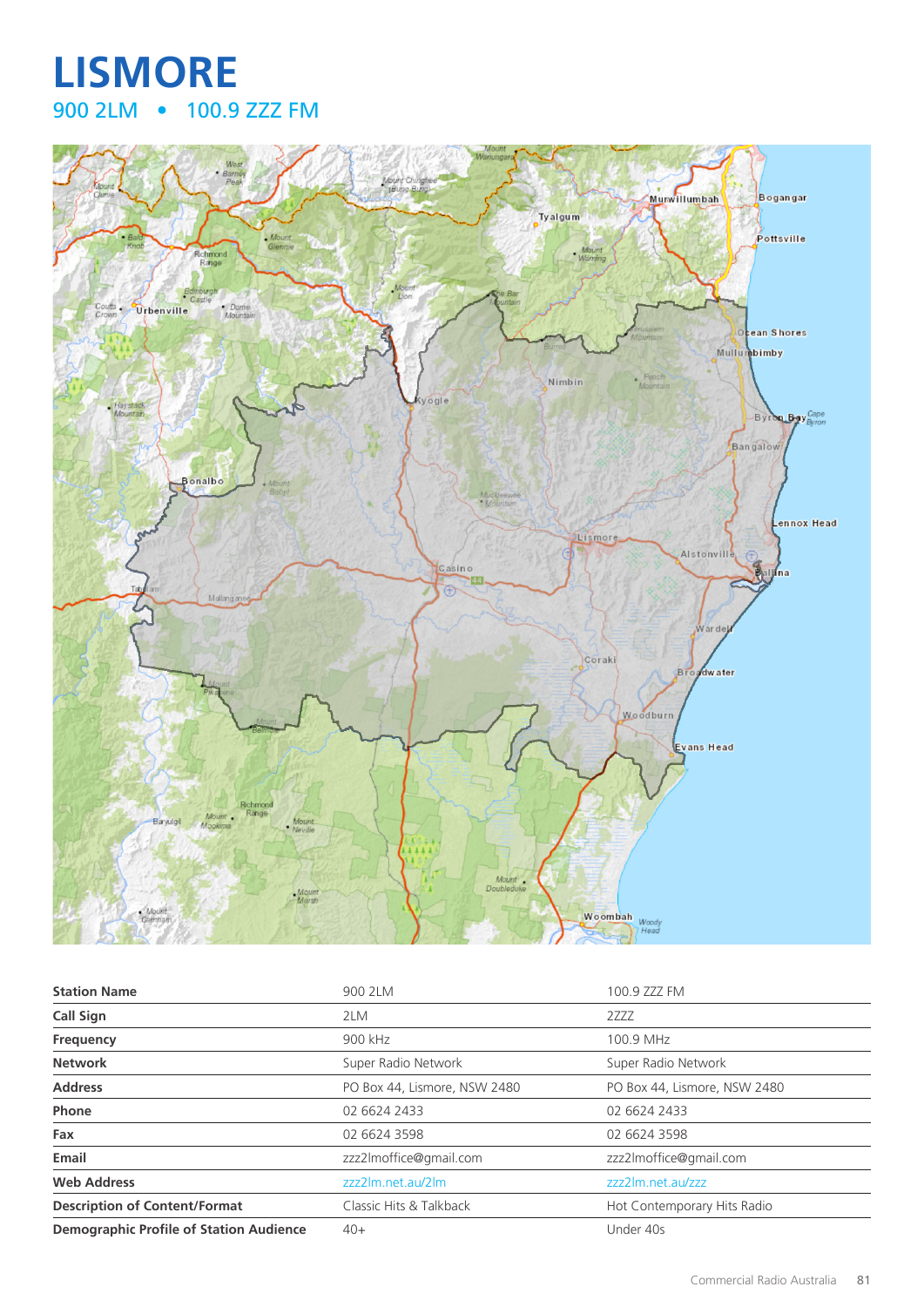# LISMORE

## 900 2LM • 100.9 ZZZ FM

| Station Name | 900 2LM | 100.9 ZZZ FM |
|---|---|---|
| Call Sign | 2LM | 2ZZZ |
| Frequency | 900 kHz | 100.9 MHz |
| Network | Super Radio Network | Super Radio Network |
| Address | PO Box 44, Lismore, NSW 2480 | PO Box 44, Lismore, NSW 2480 |
| Phone | 02 6624 2433 | 02 6624 2433 |
| Fax | 02 6624 3598 | 02 6624 3598 |
| Email | zzz2lmoffice@gmail.com | zzz2lmoffice@gmail.com |
| Web Address | zzz2lm.net.au/2lm | zzz2lm.net.au/zzz |
| Description of Content/Format | Classic Hits & Talkback | Hot Contemporary Hits Radio |
| Demographic Profile of Station Audience | 40+ | Under 40s |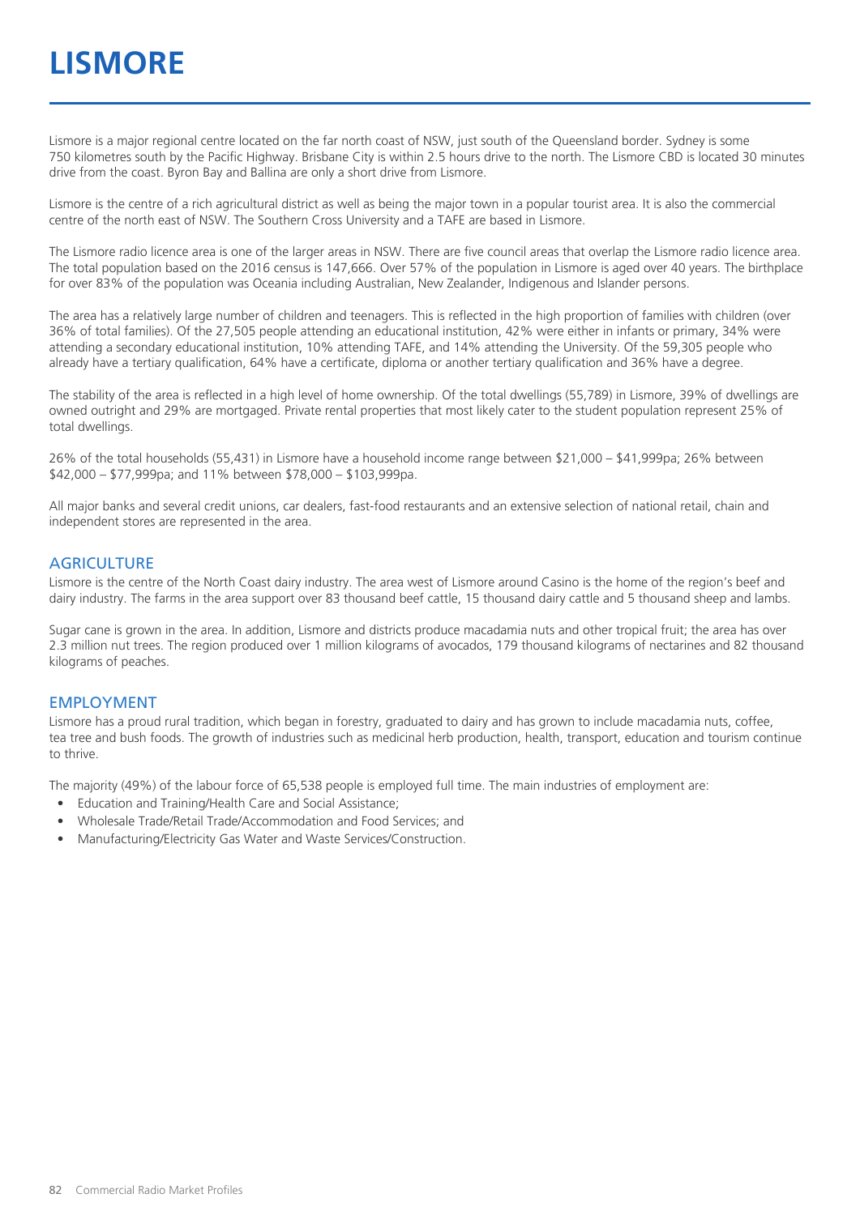# LISMORE

Lismore is a major regional centre located on the far north coast of NSW, just south of the Queensland border. Sydney is some 750 kilometres south by the Pacific Highway. Brisbane City is within 2.5 hours drive to the north. The Lismore CBD is located 30 minutes drive from the coast. Byron Bay and Ballina are only a short drive from Lismore.

Lismore is the centre of a rich agricultural district as well as being the major town in a popular tourist area. It is also the commercial centre of the north east of NSW. The Southern Cross University and a TAFE are based in Lismore.

The Lismore radio licence area is one of the larger areas in NSW. There are five council areas that overlap the Lismore radio licence area. The total population based on the 2016 census is 147,666. Over 57% of the population in Lismore is aged over 40 years. The birthplace for over 83% of the population was Oceania including Australian, New Zealander, Indigenous and Islander persons.

The area has a relatively large number of children and teenagers. This is reflected in the high proportion of families with children (over 36% of total families). Of the 27,505 people attending an educational institution, 42% were either in infants or primary, 34% were attending a secondary educational institution, 10% attending TAFE, and 14% attending the University. Of the 59,305 people who already have a tertiary qualification, 64% have a certificate, diploma or another tertiary qualification and 36% have a degree.

The stability of the area is reflected in a high level of home ownership. Of the total dwellings (55,789) in Lismore, 39% of dwellings are owned outright and 29% are mortgaged. Private rental properties that most likely cater to the student population represent 25% of total dwellings.

26% of the total households (55,431) in Lismore have a household income range between $21,000 – $41,999pa; 26% between $42,000 – $77,999pa; and 11% between $78,000 – $103,999pa.

All major banks and several credit unions, car dealers, fast-food restaurants and an extensive selection of national retail, chain and independent stores are represented in the area.

## AGRICULTURE

Lismore is the centre of the North Coast dairy industry. The area west of Lismore around Casino is the home of the region's beef and dairy industry. The farms in the area support over 83 thousand beef cattle, 15 thousand dairy cattle and 5 thousand sheep and lambs.

Sugar cane is grown in the area. In addition, Lismore and districts produce macadamia nuts and other tropical fruit; the area has over 2.3 million nut trees. The region produced over 1 million kilograms of avocados, 179 thousand kilograms of nectarines and 82 thousand kilograms of peaches.

## EMPLOYMENT

Lismore has a proud rural tradition, which began in forestry, graduated to dairy and has grown to include macadamia nuts, coffee, tea tree and bush foods. The growth of industries such as medicinal herb production, health, transport, education and tourism continue to thrive.

The majority (49%) of the labour force of 65,538 people is employed full time. The main industries of employment are:

- Education and Training/Health Care and Social Assistance;
- Wholesale Trade/Retail Trade/Accommodation and Food Services; and
- Manufacturing/Electricity Gas Water and Waste Services/Construction.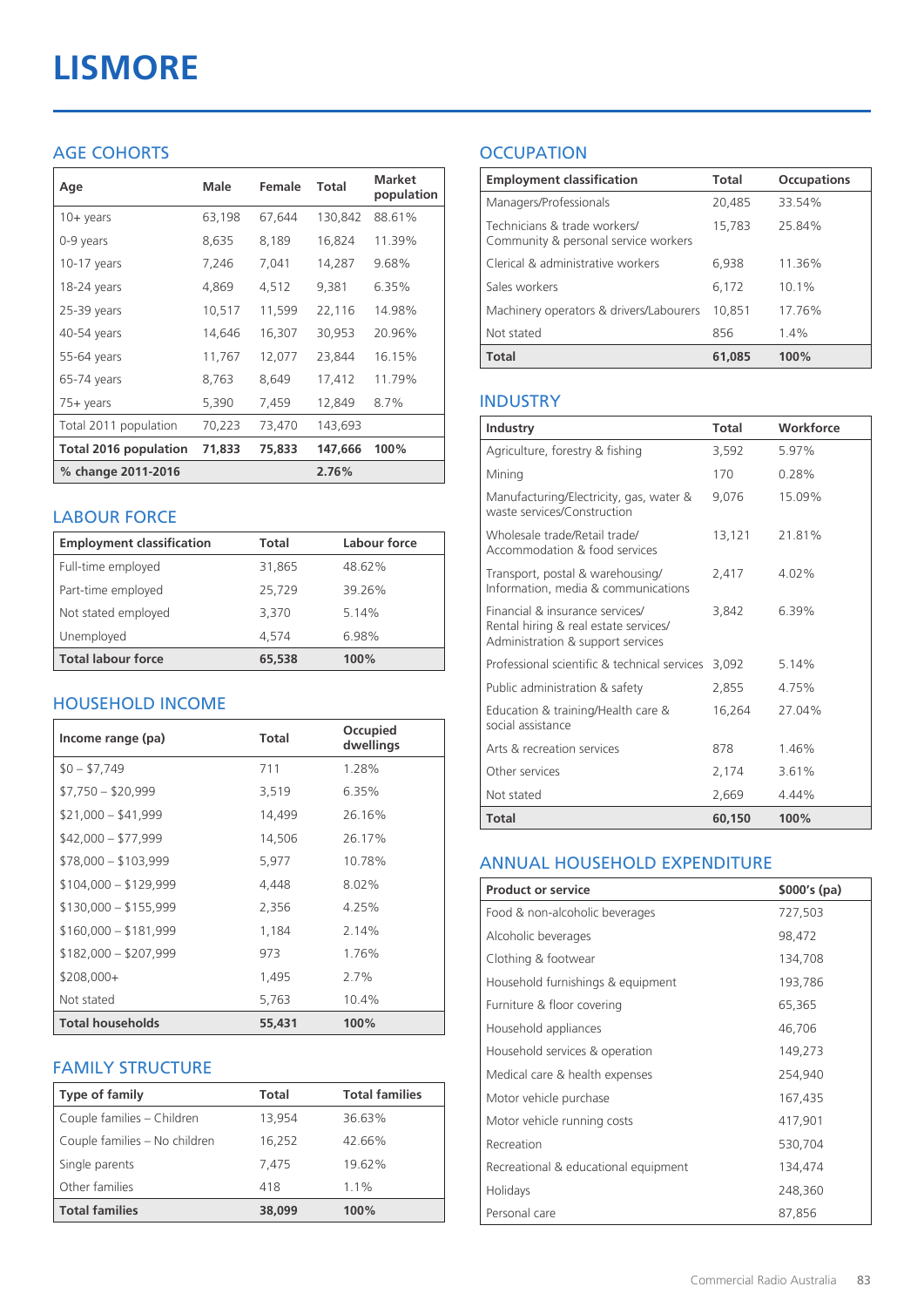# LISMORE

## AGE COHORTS

| Age | Male | Female | Total | Market population |
|---|---|---|---|---|
| 10+ years | 63,198 | 67,644 | 130,842 | 88.61% |
| 0-9 years | 8,635 | 8,189 | 16,824 | 11.39% |
| 10-17 years | 7,246 | 7,041 | 14,287 | 9.68% |
| 18-24 years | 4,869 | 4,512 | 9,381 | 6.35% |
| 25-39 years | 10,517 | 11,599 | 22,116 | 14.98% |
| 40-54 years | 14,646 | 16,307 | 30,953 | 20.96% |
| 55-64 years | 11,767 | 12,077 | 23,844 | 16.15% |
| 65-74 years | 8,763 | 8,649 | 17,412 | 11.79% |
| 75+ years | 5,390 | 7,459 | 12,849 | 8.7% |
| Total 2011 population | 70,223 | 73,470 | 143,693 | |
| **Total 2016 population** | **71,833** | **75,833** | **147,666** | **100%** |
| **% change 2011-2016** | | | **2.76%** | |

## LABOUR FORCE

| Employment classification | Total | Labour force |
|---|---|---|
| Full-time employed | 31,865 | 48.62% |
| Part-time employed | 25,729 | 39.26% |
| Not stated employed | 3,370 | 5.14% |
| Unemployed | 4,574 | 6.98% |
| **Total labour force** | **65,538** | **100%** |

## HOUSEHOLD INCOME

| Income range (pa) | Total | Occupied dwellings |
|---|---|---|
| $0 – $7,749 | 711 | 1.28% |
| $7,750 – $20,999 | 3,519 | 6.35% |
| $21,000 – $41,999 | 14,499 | 26.16% |
| $42,000 – $77,999 | 14,506 | 26.17% |
| $78,000 – $103,999 | 5,977 | 10.78% |
| $104,000 – $129,999 | 4,448 | 8.02% |
| $130,000 – $155,999 | 2,356 | 4.25% |
| $160,000 – $181,999 | 1,184 | 2.14% |
| $182,000 – $207,999 | 973 | 1.76% |
| $208,000+ | 1,495 | 2.7% |
| Not stated | 5,763 | 10.4% |
| **Total households** | **55,431** | **100%** |

## FAMILY STRUCTURE

| Type of family | Total | Total families |
|---|---|---|
| Couple families – Children | 13,954 | 36.63% |
| Couple families – No children | 16,252 | 42.66% |
| Single parents | 7,475 | 19.62% |
| Other families | 418 | 1.1% |
| **Total families** | **38,099** | **100%** |

## OCCUPATION

| Employment classification | Total | Occupations |
|---|---|---|
| Managers/Professionals | 20,485 | 33.54% |
| Technicians & trade workers/ Community & personal service workers | 15,783 | 25.84% |
| Clerical & administrative workers | 6,938 | 11.36% |
| Sales workers | 6,172 | 10.1% |
| Machinery operators & drivers/Labourers | 10,851 | 17.76% |
| Not stated | 856 | 1.4% |
| **Total** | **61,085** | **100%** |

## INDUSTRY

| Industry | Total | Workforce |
|---|---|---|
| Agriculture, forestry & fishing | 3,592 | 5.97% |
| Mining | 170 | 0.28% |
| Manufacturing/Electricity, gas, water & waste services/Construction | 9,076 | 15.09% |
| Wholesale trade/Retail trade/ Accommodation & food services | 13,121 | 21.81% |
| Transport, postal & warehousing/ Information, media & communications | 2,417 | 4.02% |
| Financial & insurance services/ Rental hiring & real estate services/ Administration & support services | 3,842 | 6.39% |
| Professional scientific & technical services | 3,092 | 5.14% |
| Public administration & safety | 2,855 | 4.75% |
| Education & training/Health care & social assistance | 16,264 | 27.04% |
| Arts & recreation services | 878 | 1.46% |
| Other services | 2,174 | 3.61% |
| Not stated | 2,669 | 4.44% |
| **Total** | **60,150** | **100%** |

## ANNUAL HOUSEHOLD EXPENDITURE

| Product or service | $000's (pa) |
|---|---|
| Food & non-alcoholic beverages | 727,503 |
| Alcoholic beverages | 98,472 |
| Clothing & footwear | 134,708 |
| Household furnishings & equipment | 193,786 |
| Furniture & floor covering | 65,365 |
| Household appliances | 46,706 |
| Household services & operation | 149,273 |
| Medical care & health expenses | 254,940 |
| Motor vehicle purchase | 167,435 |
| Motor vehicle running costs | 417,901 |
| Recreation | 530,704 |
| Recreational & educational equipment | 134,474 |
| Holidays | 248,360 |
| Personal care | 87,856 |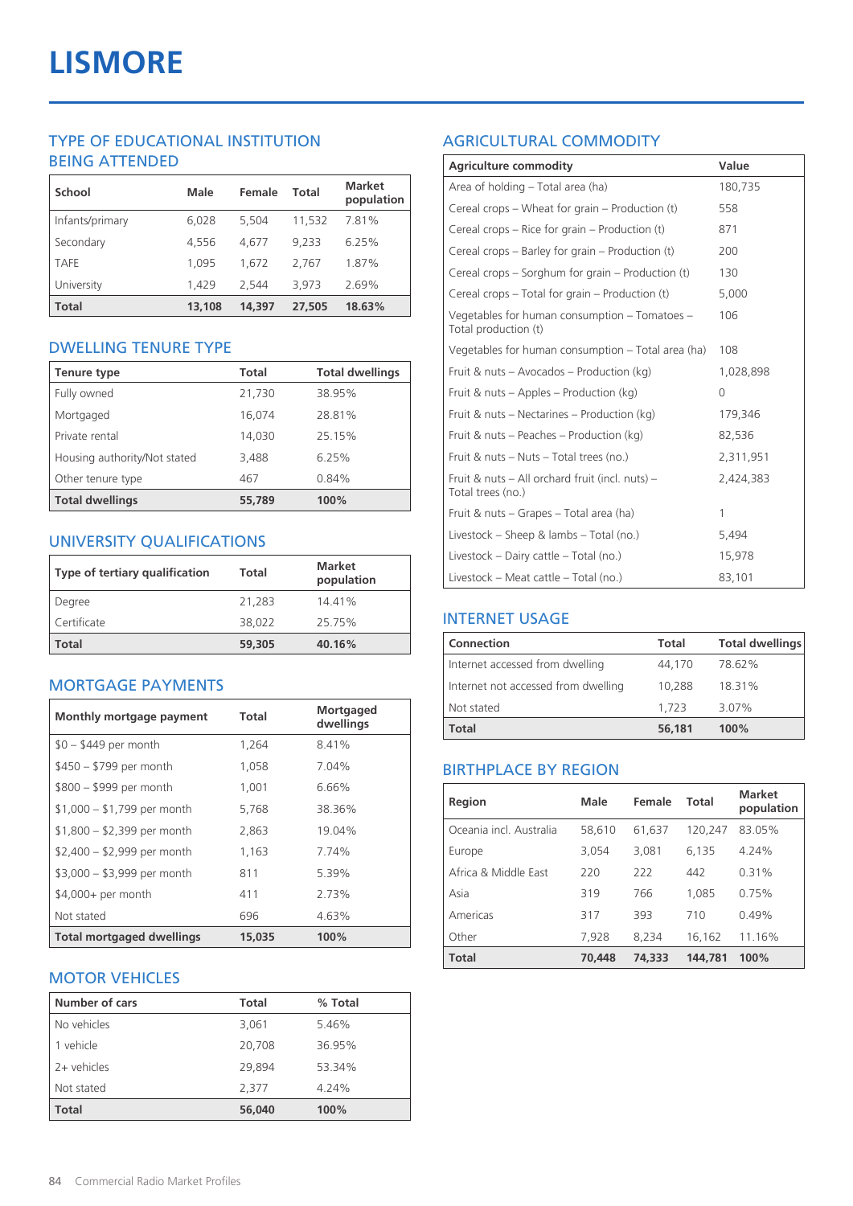# LISMORE

## TYPE OF EDUCATIONAL INSTITUTION BEING ATTENDED

| School | Male | Female | Total | Market population |
|---|---|---|---|---|
| Infants/primary | 6,028 | 5,504 | 11,532 | 7.81% |
| Secondary | 4,556 | 4,677 | 9,233 | 6.25% |
| TAFE | 1,095 | 1,672 | 2,767 | 1.87% |
| University | 1,429 | 2,544 | 3,973 | 2.69% |
| **Total** | **13,108** | **14,397** | **27,505** | **18.63%** |

## DWELLING TENURE TYPE

| Tenure type | Total | Total dwellings |
|---|---|---|
| Fully owned | 21,730 | 38.95% |
| Mortgaged | 16,074 | 28.81% |
| Private rental | 14,030 | 25.15% |
| Housing authority/Not stated | 3,488 | 6.25% |
| Other tenure type | 467 | 0.84% |
| **Total dwellings** | **55,789** | **100%** |

## UNIVERSITY QUALIFICATIONS

| Type of tertiary qualification | Total | Market population |
|---|---|---|
| Degree | 21,283 | 14.41% |
| Certificate | 38,022 | 25.75% |
| **Total** | **59,305** | **40.16%** |

## MORTGAGE PAYMENTS

| Monthly mortgage payment | Total | Mortgaged dwellings |
|---|---|---|
| $0 – $449 per month | 1,264 | 8.41% |
| $450 – $799 per month | 1,058 | 7.04% |
| $800 – $999 per month | 1,001 | 6.66% |
| $1,000 – $1,799 per month | 5,768 | 38.36% |
| $1,800 – $2,399 per month | 2,863 | 19.04% |
| $2,400 – $2,999 per month | 1,163 | 7.74% |
| $3,000 – $3,999 per month | 811 | 5.39% |
| $4,000+ per month | 411 | 2.73% |
| Not stated | 696 | 4.63% |
| **Total mortgaged dwellings** | **15,035** | **100%** |

## MOTOR VEHICLES

| Number of cars | Total | % Total |
|---|---|---|
| No vehicles | 3,061 | 5.46% |
| 1 vehicle | 20,708 | 36.95% |
| 2+ vehicles | 29,894 | 53.34% |
| Not stated | 2,377 | 4.24% |
| **Total** | **56,040** | **100%** |

## AGRICULTURAL COMMODITY

| Agriculture commodity | Value |
|---|---|
| Area of holding – Total area (ha) | 180,735 |
| Cereal crops – Wheat for grain – Production (t) | 558 |
| Cereal crops – Rice for grain – Production (t) | 871 |
| Cereal crops – Barley for grain – Production (t) | 200 |
| Cereal crops – Sorghum for grain – Production (t) | 130 |
| Cereal crops – Total for grain – Production (t) | 5,000 |
| Vegetables for human consumption – Tomatoes – Total production (t) | 106 |
| Vegetables for human consumption – Total area (ha) | 108 |
| Fruit & nuts – Avocados – Production (kg) | 1,028,898 |
| Fruit & nuts – Apples – Production (kg) | 0 |
| Fruit & nuts – Nectarines – Production (kg) | 179,346 |
| Fruit & nuts – Peaches – Production (kg) | 82,536 |
| Fruit & nuts – Nuts – Total trees (no.) | 2,311,951 |
| Fruit & nuts – All orchard fruit (incl. nuts) – Total trees (no.) | 2,424,383 |
| Fruit & nuts – Grapes – Total area (ha) | 1 |
| Livestock – Sheep & lambs – Total (no.) | 5,494 |
| Livestock – Dairy cattle – Total (no.) | 15,978 |
| Livestock – Meat cattle – Total (no.) | 83,101 |

## INTERNET USAGE

| Connection | Total | Total dwellings |
|---|---|---|
| Internet accessed from dwelling | 44,170 | 78.62% |
| Internet not accessed from dwelling | 10,288 | 18.31% |
| Not stated | 1,723 | 3.07% |
| **Total** | **56,181** | **100%** |

## BIRTHPLACE BY REGION

| Region | Male | Female | Total | Market population |
|---|---|---|---|---|
| Oceania incl. Australia | 58,610 | 61,637 | 120,247 | 83.05% |
| Europe | 3,054 | 3,081 | 6,135 | 4.24% |
| Africa & Middle East | 220 | 222 | 442 | 0.31% |
| Asia | 319 | 766 | 1,085 | 0.75% |
| Americas | 317 | 393 | 710 | 0.49% |
| Other | 7,928 | 8,234 | 16,162 | 11.16% |
| **Total** | **70,448** | **74,333** | **144,781** | **100%** |